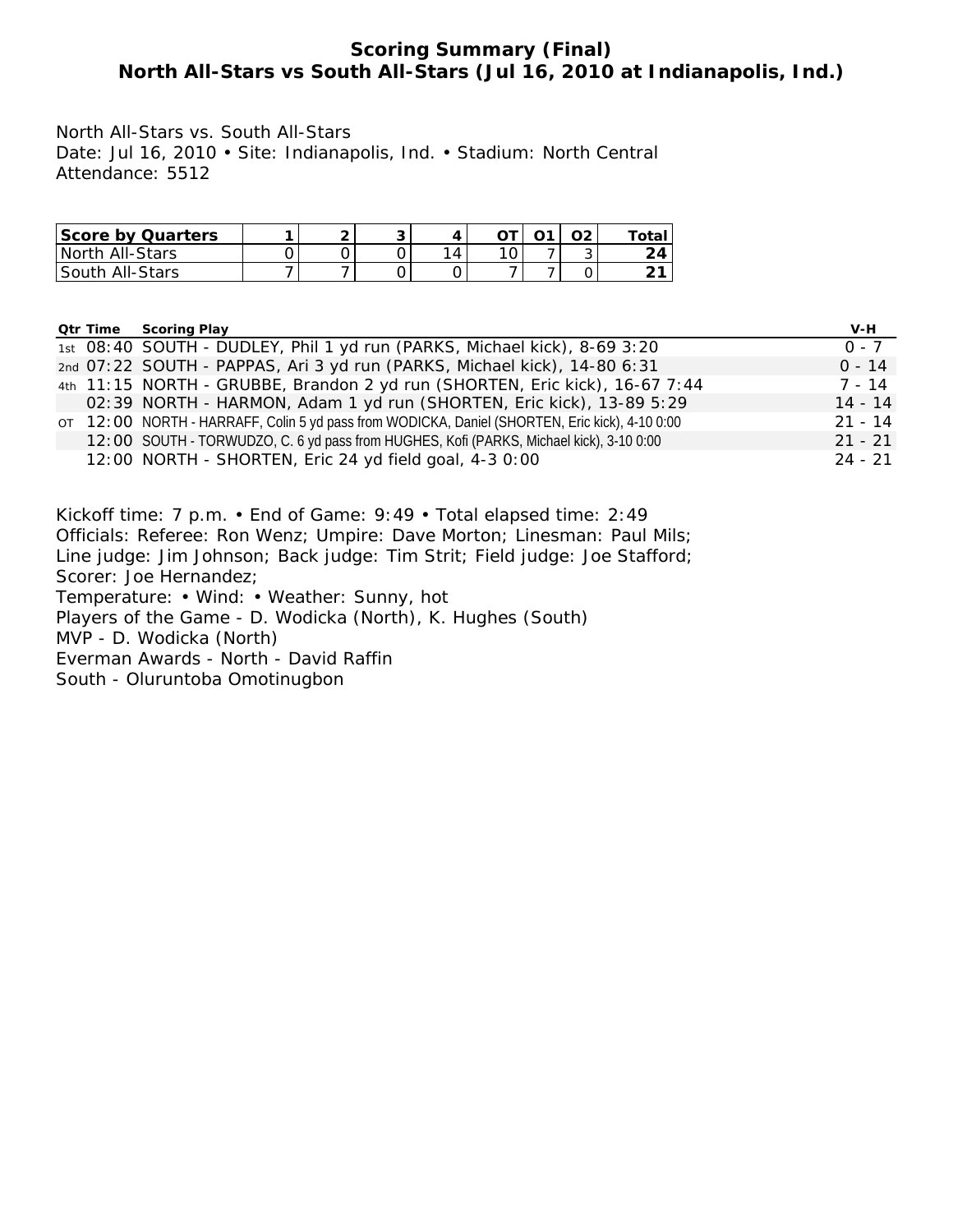# Scoring Summary (Final)
## North All-Stars vs South All-Stars (Jul 16, 2010 at Indianapolis, Ind.)

North All-Stars vs. South All-Stars
Date: Jul 16, 2010 • Site: Indianapolis, Ind. • Stadium: North Central
Attendance: 5512

| Score by Quarters | 1 | 2 | 3 | 4 | OT | O1 | O2 | Total |
|---|---|---|---|---|---|---|---|---|
| North All-Stars | 0 | 0 | 0 | 14 | 10 | 7 | 3 | **24** |
| South All-Stars | 7 | 7 | 0 | 0 | 7 | 7 | 0 | **21** |

| Qtr | Time | Scoring Play | V-H |
|---|---|---|---|
| 1st | 08:40 | SOUTH - DUDLEY, Phil 1 yd run (PARKS, Michael kick), 8-69 3:20 | 0 - 7 |
| 2nd | 07:22 | SOUTH - PAPPAS, Ari 3 yd run (PARKS, Michael kick), 14-80 6:31 | 0 - 14 |
| 4th | 11:15 | NORTH - GRUBBE, Brandon 2 yd run (SHORTEN, Eric kick), 16-67 7:44 | 7 - 14 |
| | 02:39 | NORTH - HARMON, Adam 1 yd run (SHORTEN, Eric kick), 13-89 5:29 | 14 - 14 |
| OT | 12:00 | NORTH - HARRAFF, Colin 5 yd pass from WODICKA, Daniel (SHORTEN, Eric kick), 4-10 0:00 | 21 - 14 |
| | 12:00 | SOUTH - TORWUDZO, C. 6 yd pass from HUGHES, Kofi (PARKS, Michael kick), 3-10 0:00 | 21 - 21 |
| | 12:00 | NORTH - SHORTEN, Eric 24 yd field goal, 4-3 0:00 | 24 - 21 |

Kickoff time: 7 p.m. • End of Game: 9:49 • Total elapsed time: 2:49
Officials: Referee: Ron Wenz; Umpire: Dave Morton; Linesman: Paul Mils;
Line judge: Jim Johnson; Back judge: Tim Strit; Field judge: Joe Stafford;
Scorer: Joe Hernandez;
Temperature: • Wind: • Weather: Sunny, hot
Players of the Game - D. Wodicka (North), K. Hughes (South)
MVP - D. Wodicka (North)
Everman Awards - North - David Raffin
South - Oluruntoba Omotinugbon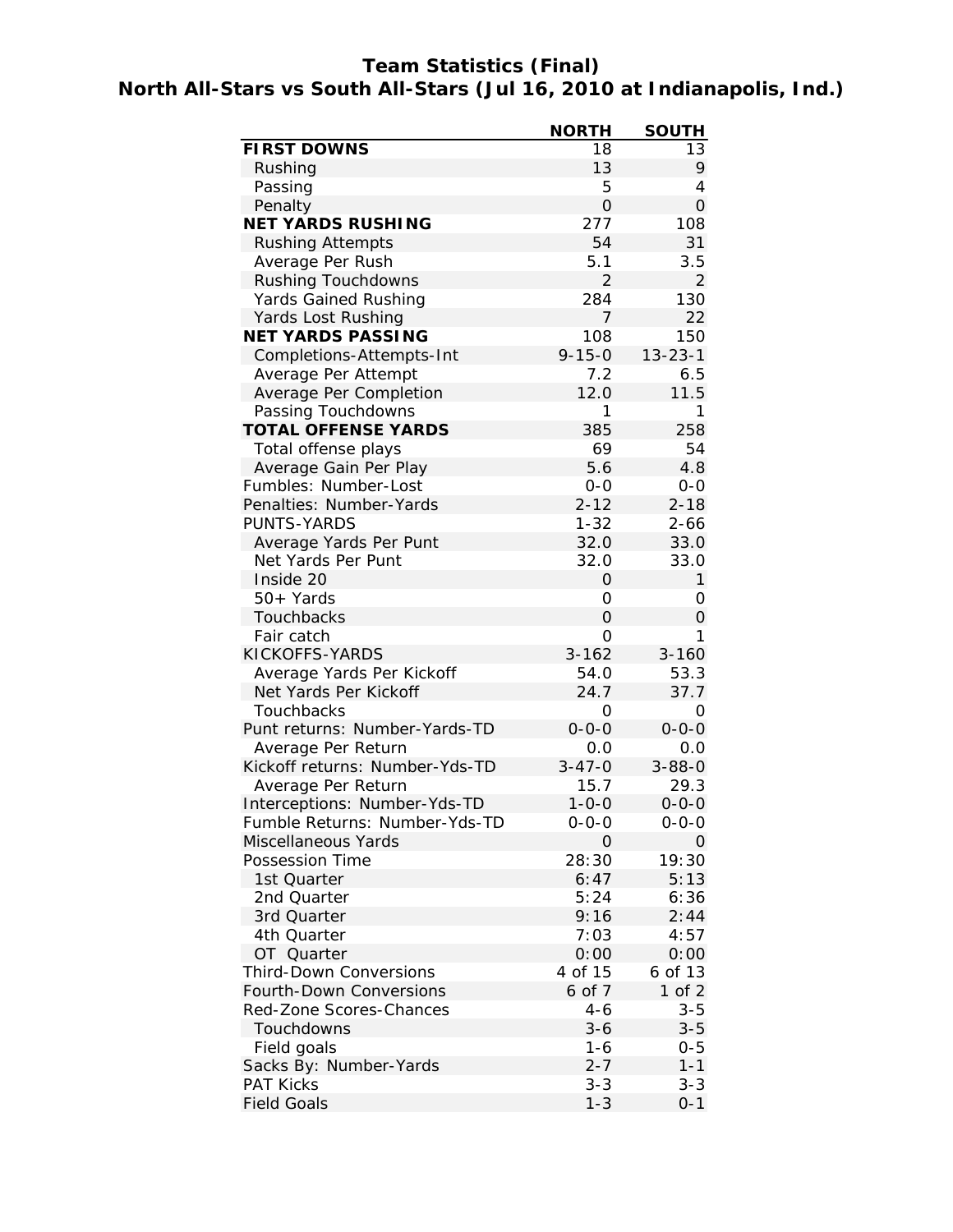# Team Statistics (Final)
## North All-Stars vs South All-Stars (Jul 16, 2010 at Indianapolis, Ind.)

| | NORTH | SOUTH |
|---|---|---|
| **FIRST DOWNS** | 18 | 13 |
| Rushing | 13 | 9 |
| Passing | 5 | 4 |
| Penalty | 0 | 0 |
| **NET YARDS RUSHING** | 277 | 108 |
| Rushing Attempts | 54 | 31 |
| Average Per Rush | 5.1 | 3.5 |
| Rushing Touchdowns | 2 | 2 |
| Yards Gained Rushing | 284 | 130 |
| Yards Lost Rushing | 7 | 22 |
| **NET YARDS PASSING** | 108 | 150 |
| Completions-Attempts-Int | 9-15-0 | 13-23-1 |
| Average Per Attempt | 7.2 | 6.5 |
| Average Per Completion | 12.0 | 11.5 |
| Passing Touchdowns | 1 | 1 |
| **TOTAL OFFENSE YARDS** | 385 | 258 |
| Total offense plays | 69 | 54 |
| Average Gain Per Play | 5.6 | 4.8 |
| Fumbles: Number-Lost | 0-0 | 0-0 |
| Penalties: Number-Yards | 2-12 | 2-18 |
| PUNTS-YARDS | 1-32 | 2-66 |
| Average Yards Per Punt | 32.0 | 33.0 |
| Net Yards Per Punt | 32.0 | 33.0 |
| Inside 20 | 0 | 1 |
| 50+ Yards | 0 | 0 |
| Touchbacks | 0 | 0 |
| Fair catch | 0 | 1 |
| KICKOFFS-YARDS | 3-162 | 3-160 |
| Average Yards Per Kickoff | 54.0 | 53.3 |
| Net Yards Per Kickoff | 24.7 | 37.7 |
| Touchbacks | 0 | 0 |
| Punt returns: Number-Yards-TD | 0-0-0 | 0-0-0 |
| Average Per Return | 0.0 | 0.0 |
| Kickoff returns: Number-Yds-TD | 3-47-0 | 3-88-0 |
| Average Per Return | 15.7 | 29.3 |
| Interceptions: Number-Yds-TD | 1-0-0 | 0-0-0 |
| Fumble Returns: Number-Yds-TD | 0-0-0 | 0-0-0 |
| Miscellaneous Yards | 0 | 0 |
| Possession Time | 28:30 | 19:30 |
| 1st Quarter | 6:47 | 5:13 |
| 2nd Quarter | 5:24 | 6:36 |
| 3rd Quarter | 9:16 | 2:44 |
| 4th Quarter | 7:03 | 4:57 |
| OT Quarter | 0:00 | 0:00 |
| Third-Down Conversions | 4 of 15 | 6 of 13 |
| Fourth-Down Conversions | 6 of 7 | 1 of 2 |
| Red-Zone Scores-Chances | 4-6 | 3-5 |
| Touchdowns | 3-6 | 3-5 |
| Field goals | 1-6 | 0-5 |
| Sacks By: Number-Yards | 2-7 | 1-1 |
| PAT Kicks | 3-3 | 3-3 |
| Field Goals | 1-3 | 0-1 |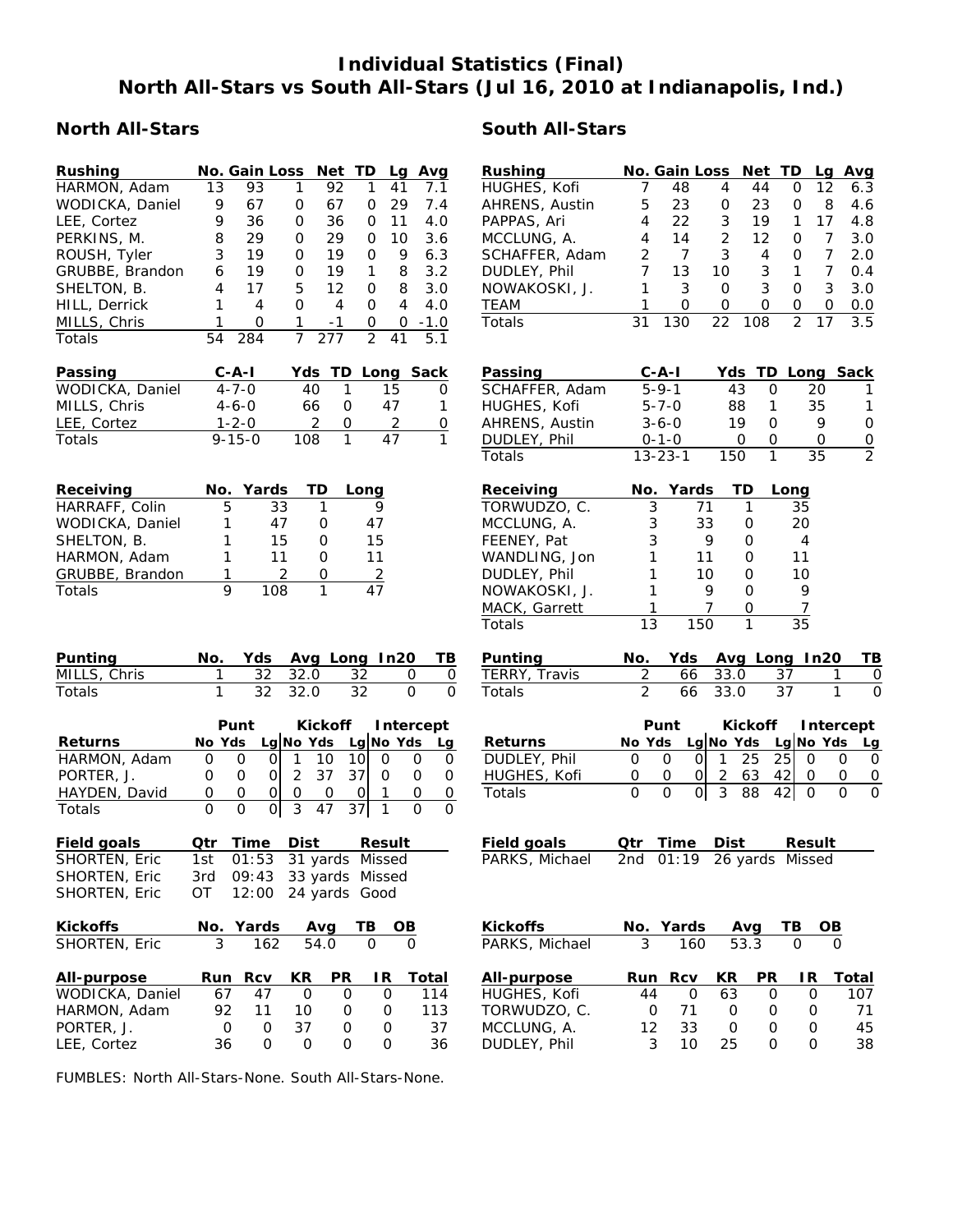# Individual Statistics (Final)
# North All-Stars vs South All-Stars (Jul 16, 2010 at Indianapolis, Ind.)

## North All-Stars

| Rushing | No. | Gain | Loss | Net | TD | Lg | Avg |
|---|---|---|---|---|---|---|---|
| HARMON, Adam | 13 | 93 | 1 | 92 | 1 | 41 | 7.1 |
| WODICKA, Daniel | 9 | 67 | 0 | 67 | 0 | 29 | 7.4 |
| LEE, Cortez | 9 | 36 | 0 | 36 | 0 | 11 | 4.0 |
| PERKINS, M. | 8 | 29 | 0 | 29 | 0 | 10 | 3.6 |
| ROUSH, Tyler | 3 | 19 | 0 | 19 | 0 | 9 | 6.3 |
| GRUBBE, Brandon | 6 | 19 | 0 | 19 | 1 | 8 | 3.2 |
| SHELTON, B. | 4 | 17 | 5 | 12 | 0 | 8 | 3.0 |
| HILL, Derrick | 1 | 4 | 0 | 4 | 0 | 4 | 4.0 |
| MILLS, Chris | 1 | 0 | 1 | -1 | 0 | 0 | -1.0 |
| Totals | 54 | 284 | 7 | 277 | 2 | 41 | 5.1 |

| Passing | C-A-I | Yds | TD | Long | Sack |
|---|---|---|---|---|---|
| WODICKA, Daniel | 4-7-0 | 40 | 1 | 15 | 0 |
| MILLS, Chris | 4-6-0 | 66 | 0 | 47 | 1 |
| LEE, Cortez | 1-2-0 | 2 | 0 | 2 | 0 |
| Totals | 9-15-0 | 108 | 1 | 47 | 1 |

| Receiving | No. | Yards | TD | Long |
|---|---|---|---|---|
| HARRAFF, Colin | 5 | 33 | 1 | 9 |
| WODICKA, Daniel | 1 | 47 | 0 | 47 |
| SHELTON, B. | 1 | 15 | 0 | 15 |
| HARMON, Adam | 1 | 11 | 0 | 11 |
| GRUBBE, Brandon | 1 | 2 | 0 | 2 |
| Totals | 9 | 108 | 1 | 47 |

| Punting | No. | Yds | Avg | Long | In20 | TB |
|---|---|---|---|---|---|---|
| MILLS, Chris | 1 | 32 | 32.0 | 32 | 0 | 0 |
| Totals | 1 | 32 | 32.0 | 32 | 0 | 0 |

| | Punt | | | Kickoff | | | Intercept | | |
|---|---|---|---|---|---|---|---|---|---|
| Returns | No | Yds | Lg | No | Yds | Lg | No | Yds | Lg |
| HARMON, Adam | 0 | 0 | 0 | 1 | 10 | 10 | 0 | 0 | 0 |
| PORTER, J. | 0 | 0 | 0 | 2 | 37 | 37 | 0 | 0 | 0 |
| HAYDEN, David | 0 | 0 | 0 | 0 | 0 | 0 | 1 | 0 | 0 |
| Totals | 0 | 0 | 0 | 3 | 47 | 37 | 1 | 0 | 0 |

| Field goals | Qtr | Time | Dist | Result |
|---|---|---|---|---|
| SHORTEN, Eric | 1st | 01:53 | 31 yards | Missed |
| SHORTEN, Eric | 3rd | 09:43 | 33 yards | Missed |
| SHORTEN, Eric | OT | 12:00 | 24 yards | Good |

| Kickoffs | No. | Yards | Avg | TB | OB |
|---|---|---|---|---|---|
| SHORTEN, Eric | 3 | 162 | 54.0 | 0 | 0 |

| All-purpose | Run | Rcv | KR | PR | IR | Total |
|---|---|---|---|---|---|---|
| WODICKA, Daniel | 67 | 47 | 0 | 0 | 0 | 114 |
| HARMON, Adam | 92 | 11 | 10 | 0 | 0 | 113 |
| PORTER, J. | 0 | 0 | 37 | 0 | 0 | 37 |
| LEE, Cortez | 36 | 0 | 0 | 0 | 0 | 36 |

## South All-Stars

| Rushing | No. | Gain | Loss | Net | TD | Lg | Avg |
|---|---|---|---|---|---|---|---|
| HUGHES, Kofi | 7 | 48 | 4 | 44 | 0 | 12 | 6.3 |
| AHRENS, Austin | 5 | 23 | 0 | 23 | 0 | 8 | 4.6 |
| PAPPAS, Ari | 4 | 22 | 3 | 19 | 1 | 17 | 4.8 |
| MCCLUNG, A. | 4 | 14 | 2 | 12 | 0 | 7 | 3.0 |
| SCHAFFER, Adam | 2 | 7 | 3 | 4 | 0 | 7 | 2.0 |
| DUDLEY, Phil | 7 | 13 | 10 | 3 | 1 | 7 | 0.4 |
| NOWAKOSKI, J. | 1 | 3 | 0 | 3 | 0 | 3 | 3.0 |
| TEAM | 1 | 0 | 0 | 0 | 0 | 0 | 0.0 |
| Totals | 31 | 130 | 22 | 108 | 2 | 17 | 3.5 |

| Passing | C-A-I | Yds | TD | Long | Sack |
|---|---|---|---|---|---|
| SCHAFFER, Adam | 5-9-1 | 43 | 0 | 20 | 1 |
| HUGHES, Kofi | 5-7-0 | 88 | 1 | 35 | 1 |
| AHRENS, Austin | 3-6-0 | 19 | 0 | 9 | 0 |
| DUDLEY, Phil | 0-1-0 | 0 | 0 | 0 | 0 |
| Totals | 13-23-1 | 150 | 1 | 35 | 2 |

| Receiving | No. | Yards | TD | Long |
|---|---|---|---|---|
| TORWUDZO, C. | 3 | 71 | 1 | 35 |
| MCCLUNG, A. | 3 | 33 | 0 | 20 |
| FEENEY, Pat | 3 | 9 | 0 | 4 |
| WANDLING, Jon | 1 | 11 | 0 | 11 |
| DUDLEY, Phil | 1 | 10 | 0 | 10 |
| NOWAKOSKI, J. | 1 | 9 | 0 | 9 |
| MACK, Garrett | 1 | 7 | 0 | 7 |
| Totals | 13 | 150 | 1 | 35 |

| Punting | No. | Yds | Avg | Long | In20 | TB |
|---|---|---|---|---|---|---|
| TERRY, Travis | 2 | 66 | 33.0 | 37 | 1 | 0 |
| Totals | 2 | 66 | 33.0 | 37 | 1 | 0 |

| | Punt | | | Kickoff | | | Intercept | | |
|---|---|---|---|---|---|---|---|---|---|
| Returns | No | Yds | Lg | No | Yds | Lg | No | Yds | Lg |
| DUDLEY, Phil | 0 | 0 | 0 | 1 | 25 | 25 | 0 | 0 | 0 |
| HUGHES, Kofi | 0 | 0 | 0 | 2 | 63 | 42 | 0 | 0 | 0 |
| Totals | 0 | 0 | 0 | 3 | 88 | 42 | 0 | 0 | 0 |

| Field goals | Qtr | Time | Dist | Result |
|---|---|---|---|---|
| PARKS, Michael | 2nd | 01:19 | 26 yards | Missed |

| Kickoffs | No. | Yards | Avg | TB | OB |
|---|---|---|---|---|---|
| PARKS, Michael | 3 | 160 | 53.3 | 0 | 0 |

| All-purpose | Run | Rcv | KR | PR | IR | Total |
|---|---|---|---|---|---|---|
| HUGHES, Kofi | 44 | 0 | 63 | 0 | 0 | 107 |
| TORWUDZO, C. | 0 | 71 | 0 | 0 | 0 | 71 |
| MCCLUNG, A. | 12 | 33 | 0 | 0 | 0 | 45 |
| DUDLEY, Phil | 3 | 10 | 25 | 0 | 0 | 38 |

FUMBLES: North All-Stars-None. South All-Stars-None.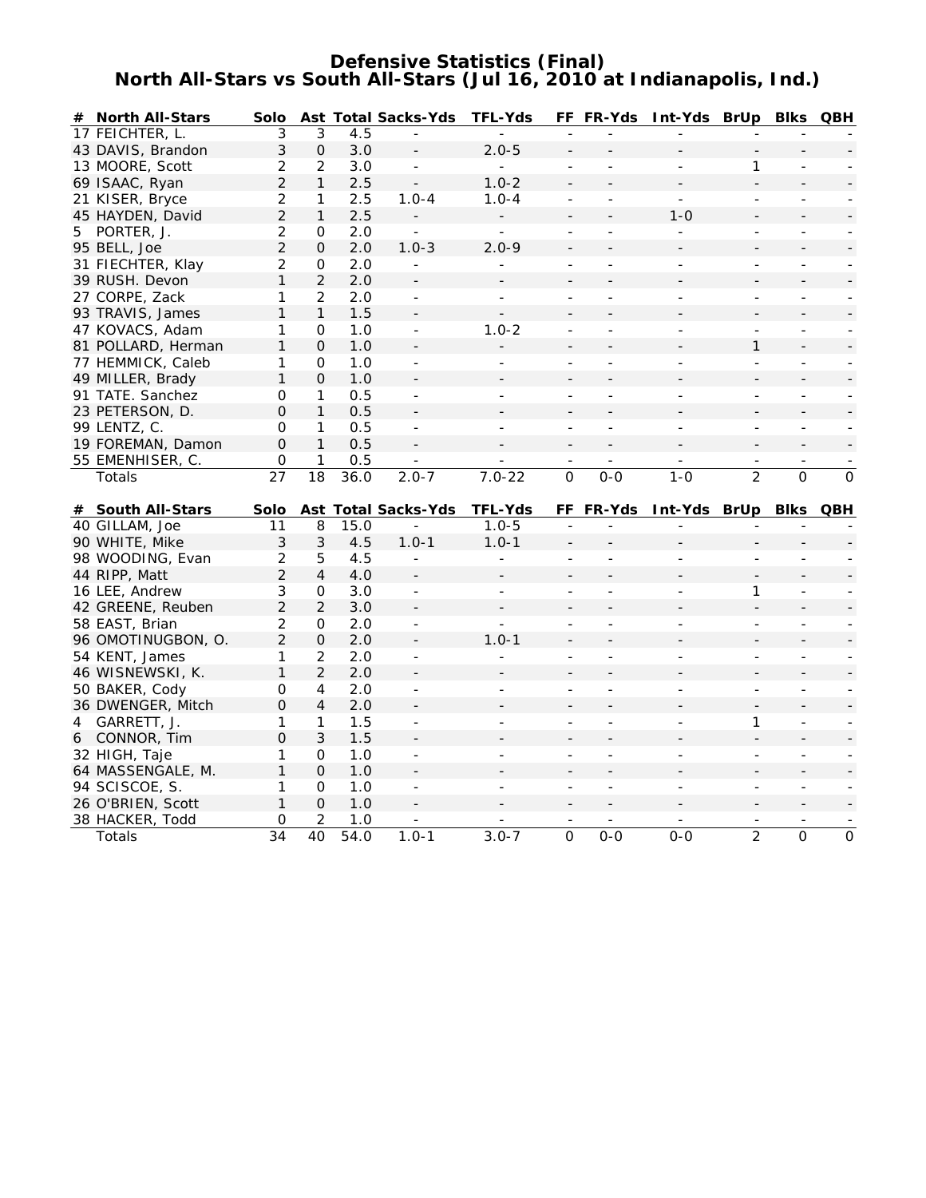# Defensive Statistics (Final)
## North All-Stars vs South All-Stars (Jul 16, 2010 at Indianapolis, Ind.)

| # | North All-Stars | Solo | Ast | Total | Sacks-Yds | TFL-Yds | FF | FR-Yds | Int-Yds | BrUp | Blks | QBH |
|---|---|---|---|---|---|---|---|---|---|---|---|---|
| 17 | FEICHTER, L. | 3 | 3 | 4.5 | - | - | - | - | - | - | - | - |
| 43 | DAVIS, Brandon | 3 | 0 | 3.0 | - | 2.0-5 | - | - | - | - | - | - |
| 13 | MOORE, Scott | 2 | 2 | 3.0 | - | - | - | - | - | 1 | - | - |
| 69 | ISAAC, Ryan | 2 | 1 | 2.5 | - | 1.0-2 | - | - | - | - | - | - |
| 21 | KISER, Bryce | 2 | 1 | 2.5 | 1.0-4 | 1.0-4 | - | - | - | - | - | - |
| 45 | HAYDEN, David | 2 | 1 | 2.5 | - | - | - | - | 1-0 | - | - | - |
| 5 | PORTER, J. | 2 | 0 | 2.0 | - | - | - | - | - | - | - | - |
| 95 | BELL, Joe | 2 | 0 | 2.0 | 1.0-3 | 2.0-9 | - | - | - | - | - | - |
| 31 | FIECHTER, Klay | 2 | 0 | 2.0 | - | - | - | - | - | - | - | - |
| 39 | RUSH. Devon | 1 | 2 | 2.0 | - | - | - | - | - | - | - | - |
| 27 | CORPE, Zack | 1 | 2 | 2.0 | - | - | - | - | - | - | - | - |
| 93 | TRAVIS, James | 1 | 1 | 1.5 | - | - | - | - | - | - | - | - |
| 47 | KOVACS, Adam | 1 | 0 | 1.0 | - | 1.0-2 | - | - | - | - | - | - |
| 81 | POLLARD, Herman | 1 | 0 | 1.0 | - | - | - | - | - | 1 | - | - |
| 77 | HEMMICK, Caleb | 1 | 0 | 1.0 | - | - | - | - | - | - | - | - |
| 49 | MILLER, Brady | 1 | 0 | 1.0 | - | - | - | - | - | - | - | - |
| 91 | TATE. Sanchez | 0 | 1 | 0.5 | - | - | - | - | - | - | - | - |
| 23 | PETERSON, D. | 0 | 1 | 0.5 | - | - | - | - | - | - | - | - |
| 99 | LENTZ, C. | 0 | 1 | 0.5 | - | - | - | - | - | - | - | - |
| 19 | FOREMAN, Damon | 0 | 1 | 0.5 | - | - | - | - | - | - | - | - |
| 55 | EMENHISER, C. | 0 | 1 | 0.5 | - | - | - | - | - | - | - | - |
| | Totals | 27 | 18 | 36.0 | 2.0-7 | 7.0-22 | 0 | 0-0 | 1-0 | 2 | 0 | 0 |

| # | South All-Stars | Solo | Ast | Total | Sacks-Yds | TFL-Yds | FF | FR-Yds | Int-Yds | BrUp | Blks | QBH |
|---|---|---|---|---|---|---|---|---|---|---|---|---|
| 40 | GILLAM, Joe | 11 | 8 | 15.0 | - | 1.0-5 | - | - | - | - | - | - |
| 90 | WHITE, Mike | 3 | 3 | 4.5 | 1.0-1 | 1.0-1 | - | - | - | - | - | - |
| 98 | WOODING, Evan | 2 | 5 | 4.5 | - | - | - | - | - | - | - | - |
| 44 | RIPP, Matt | 2 | 4 | 4.0 | - | - | - | - | - | - | - | - |
| 16 | LEE, Andrew | 3 | 0 | 3.0 | - | - | - | - | - | 1 | - | - |
| 42 | GREENE, Reuben | 2 | 2 | 3.0 | - | - | - | - | - | - | - | - |
| 58 | EAST, Brian | 2 | 0 | 2.0 | - | - | - | - | - | - | - | - |
| 96 | OMOTINUGBON, O. | 2 | 0 | 2.0 | - | 1.0-1 | - | - | - | - | - | - |
| 54 | KENT, James | 1 | 2 | 2.0 | - | - | - | - | - | - | - | - |
| 46 | WISNEWSKI, K. | 1 | 2 | 2.0 | - | - | - | - | - | - | - | - |
| 50 | BAKER, Cody | 0 | 4 | 2.0 | - | - | - | - | - | - | - | - |
| 36 | DWENGER, Mitch | 0 | 4 | 2.0 | - | - | - | - | - | - | - | - |
| 4 | GARRETT, J. | 1 | 1 | 1.5 | - | - | - | - | - | 1 | - | - |
| 6 | CONNOR, Tim | 0 | 3 | 1.5 | - | - | - | - | - | - | - | - |
| 32 | HIGH, Taje | 1 | 0 | 1.0 | - | - | - | - | - | - | - | - |
| 64 | MASSENGALE, M. | 1 | 0 | 1.0 | - | - | - | - | - | - | - | - |
| 94 | SCISCOE, S. | 1 | 0 | 1.0 | - | - | - | - | - | - | - | - |
| 26 | O'BRIEN, Scott | 1 | 0 | 1.0 | - | - | - | - | - | - | - | - |
| 38 | HACKER, Todd | 0 | 2 | 1.0 | - | - | - | - | - | - | - | - |
| | Totals | 34 | 40 | 54.0 | 1.0-1 | 3.0-7 | 0 | 0-0 | 0-0 | 2 | 0 | 0 |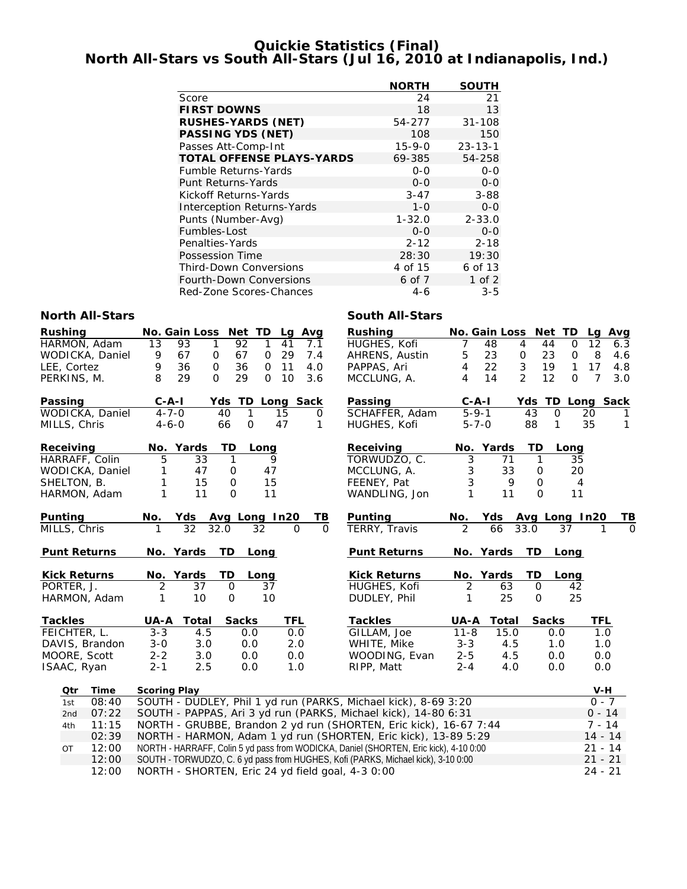# Quickie Statistics (Final)
## North All-Stars vs South All-Stars (Jul 16, 2010 at Indianapolis, Ind.)

| | NORTH | SOUTH |
|---|---|---|
| Score | 24 | 21 |
| **FIRST DOWNS** | 18 | 13 |
| **RUSHES-YARDS (NET)** | 54-277 | 31-108 |
| **PASSING YDS (NET)** | 108 | 150 |
| Passes Att-Comp-Int | 15-9-0 | 23-13-1 |
| **TOTAL OFFENSE PLAYS-YARDS** | 69-385 | 54-258 |
| Fumble Returns-Yards | 0-0 | 0-0 |
| Punt Returns-Yards | 0-0 | 0-0 |
| Kickoff Returns-Yards | 3-47 | 3-88 |
| Interception Returns-Yards | 1-0 | 0-0 |
| Punts (Number-Avg) | 1-32.0 | 2-33.0 |
| Fumbles-Lost | 0-0 | 0-0 |
| Penalties-Yards | 2-12 | 2-18 |
| Possession Time | 28:30 | 19:30 |
| Third-Down Conversions | 4 of 15 | 6 of 13 |
| Fourth-Down Conversions | 6 of 7 | 1 of 2 |
| Red-Zone Scores-Chances | 4-6 | 3-5 |

### North All-Stars

| Rushing | No. | Gain | Loss | Net | TD | Lg | Avg |
|---|---|---|---|---|---|---|---|
| HARMON, Adam | 13 | 93 | 1 | 92 | 1 | 41 | 7.1 |
| WODICKA, Daniel | 9 | 67 | 0 | 67 | 0 | 29 | 7.4 |
| LEE, Cortez | 9 | 36 | 0 | 36 | 0 | 11 | 4.0 |
| PERKINS, M. | 8 | 29 | 0 | 29 | 0 | 10 | 3.6 |

| Passing | C-A-I | Yds | TD | Long | Sack |
|---|---|---|---|---|---|
| WODICKA, Daniel | 4-7-0 | 40 | 1 | 15 | 0 |
| MILLS, Chris | 4-6-0 | 66 | 0 | 47 | 1 |

| Receiving | No. | Yards | TD | Long |
|---|---|---|---|---|
| HARRAFF, Colin | 5 | 33 | 1 | 9 |
| WODICKA, Daniel | 1 | 47 | 0 | 47 |
| SHELTON, B. | 1 | 15 | 0 | 15 |
| HARMON, Adam | 1 | 11 | 0 | 11 |

| Punting | No. | Yds | Avg | Long | In20 | TB |
|---|---|---|---|---|---|---|
| MILLS, Chris | 1 | 32 | 32.0 | 32 | 0 | 0 |

| Punt Returns | No. | Yards | TD | Long |
|---|---|---|---|---|

| Kick Returns | No. | Yards | TD | Long |
|---|---|---|---|---|
| PORTER, J. | 2 | 37 | 0 | 37 |
| HARMON, Adam | 1 | 10 | 0 | 10 |

| Tackles | UA-A | Total | Sacks | TFL |
|---|---|---|---|---|
| FEICHTER, L. | 3-3 | 4.5 | 0.0 | 0.0 |
| DAVIS, Brandon | 3-0 | 3.0 | 0.0 | 2.0 |
| MOORE, Scott | 2-2 | 3.0 | 0.0 | 0.0 |
| ISAAC, Ryan | 2-1 | 2.5 | 0.0 | 1.0 |

### South All-Stars

| Rushing | No. | Gain | Loss | Net | TD | Lg | Avg |
|---|---|---|---|---|---|---|---|
| HUGHES, Kofi | 7 | 48 | 4 | 44 | 0 | 12 | 6.3 |
| AHRENS, Austin | 5 | 23 | 0 | 23 | 0 | 8 | 4.6 |
| PAPPAS, Ari | 4 | 22 | 3 | 19 | 1 | 17 | 4.8 |
| MCCLUNG, A. | 4 | 14 | 2 | 12 | 0 | 7 | 3.0 |

| Passing | C-A-I | Yds | TD | Long | Sack |
|---|---|---|---|---|---|
| SCHAFFER, Adam | 5-9-1 | 43 | 0 | 20 | 1 |
| HUGHES, Kofi | 5-7-0 | 88 | 1 | 35 | 1 |

| Receiving | No. | Yards | TD | Long |
|---|---|---|---|---|
| TORWUDZO, C. | 3 | 71 | 1 | 35 |
| MCCLUNG, A. | 3 | 33 | 0 | 20 |
| FEENEY, Pat | 3 | 9 | 0 | 4 |
| WANDLING, Jon | 1 | 11 | 0 | 11 |

| Punting | No. | Yds | Avg | Long | In20 | TB |
|---|---|---|---|---|---|---|
| TERRY, Travis | 2 | 66 | 33.0 | 37 | 1 | 0 |

| Punt Returns | No. | Yards | TD | Long |
|---|---|---|---|---|

| Kick Returns | No. | Yards | TD | Long |
|---|---|---|---|---|
| HUGHES, Kofi | 2 | 63 | 0 | 42 |
| DUDLEY, Phil | 1 | 25 | 0 | 25 |

| Tackles | UA-A | Total | Sacks | TFL |
|---|---|---|---|---|
| GILLAM, Joe | 11-8 | 15.0 | 0.0 | 1.0 |
| WHITE, Mike | 3-3 | 4.5 | 1.0 | 1.0 |
| WOODING, Evan | 2-5 | 4.5 | 0.0 | 0.0 |
| RIPP, Matt | 2-4 | 4.0 | 0.0 | 0.0 |

| Qtr | Time | Scoring Play | V-H |
|---|---|---|---|
| 1st | 08:40 | SOUTH - DUDLEY, Phil 1 yd run (PARKS, Michael kick), 8-69 3:20 | 0 - 7 |
| 2nd | 07:22 | SOUTH - PAPPAS, Ari 3 yd run (PARKS, Michael kick), 14-80 6:31 | 0 - 14 |
| 4th | 11:15 | NORTH - GRUBBE, Brandon 2 yd run (SHORTEN, Eric kick), 16-67 7:44 | 7 - 14 |
| | 02:39 | NORTH - HARMON, Adam 1 yd run (SHORTEN, Eric kick), 13-89 5:29 | 14 - 14 |
| OT | 12:00 | NORTH - HARRAFF, Colin 5 yd pass from WODICKA, Daniel (SHORTEN, Eric kick), 4-10 0:00 | 21 - 14 |
| | 12:00 | SOUTH - TORWUDZO, C. 6 yd pass from HUGHES, Kofi (PARKS, Michael kick), 3-10 0:00 | 21 - 21 |
| | 12:00 | NORTH - SHORTEN, Eric 24 yd field goal, 4-3 0:00 | 24 - 21 |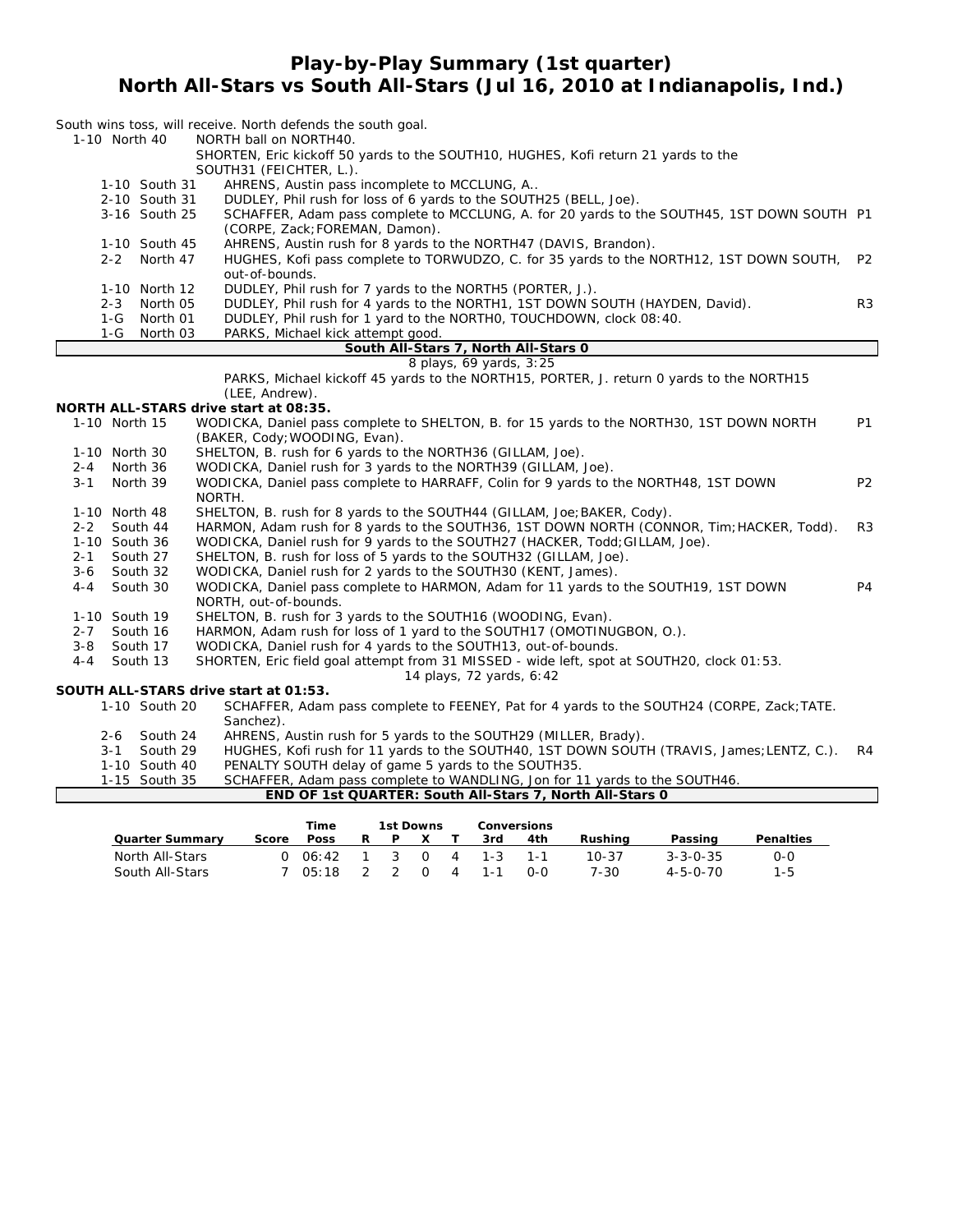# Play-by-Play Summary (1st quarter)
## North All-Stars vs South All-Stars (Jul 16, 2010 at Indianapolis, Ind.)

South wins toss, will receive. North defends the south goal.

| Down | Spot | Play | |
|---|---|---|---|
| 1-10 | North 40 | NORTH ball on NORTH40. | |
| | | SHORTEN, Eric kickoff 50 yards to the SOUTH10, HUGHES, Kofi return 21 yards to the SOUTH31 (FEICHTER, L.). | |
| 1-10 | South 31 | AHRENS, Austin pass incomplete to MCCLUNG, A.. | |
| 2-10 | South 31 | DUDLEY, Phil rush for loss of 6 yards to the SOUTH25 (BELL, Joe). | |
| 3-16 | South 25 | SCHAFFER, Adam pass complete to MCCLUNG, A. for 20 yards to the SOUTH45, 1ST DOWN SOUTH (CORPE, Zack;FOREMAN, Damon). | P1 |
| 1-10 | South 45 | AHRENS, Austin rush for 8 yards to the NORTH47 (DAVIS, Brandon). | |
| 2-2 | North 47 | HUGHES, Kofi pass complete to TORWUDZO, C. for 35 yards to the NORTH12, 1ST DOWN SOUTH, out-of-bounds. | P2 |
| 1-10 | North 12 | DUDLEY, Phil rush for 7 yards to the NORTH5 (PORTER, J.). | |
| 2-3 | North 05 | DUDLEY, Phil rush for 4 yards to the NORTH1, 1ST DOWN SOUTH (HAYDEN, David). | R3 |
| 1-G | North 01 | DUDLEY, Phil rush for 1 yard to the NORTH0, TOUCHDOWN, clock 08:40. | |
| 1-G | North 03 | PARKS, Michael kick attempt good. | |

**South All-Stars 7, North All-Stars 0**

8 plays, 69 yards, 3:25

PARKS, Michael kickoff 45 yards to the NORTH15, PORTER, J. return 0 yards to the NORTH15 (LEE, Andrew).

**NORTH ALL-STARS drive start at 08:35.**

| Down | Spot | Play | |
|---|---|---|---|
| 1-10 | North 15 | WODICKA, Daniel pass complete to SHELTON, B. for 15 yards to the NORTH30, 1ST DOWN NORTH (BAKER, Cody;WOODING, Evan). | P1 |
| 1-10 | North 30 | SHELTON, B. rush for 6 yards to the NORTH36 (GILLAM, Joe). | |
| 2-4 | North 36 | WODICKA, Daniel rush for 3 yards to the NORTH39 (GILLAM, Joe). | |
| 3-1 | North 39 | WODICKA, Daniel pass complete to HARRAFF, Colin for 9 yards to the NORTH48, 1ST DOWN NORTH. | P2 |
| 1-10 | North 48 | SHELTON, B. rush for 8 yards to the SOUTH44 (GILLAM, Joe;BAKER, Cody). | |
| 2-2 | South 44 | HARMON, Adam rush for 8 yards to the SOUTH36, 1ST DOWN NORTH (CONNOR, Tim;HACKER, Todd). | R3 |
| 1-10 | South 36 | WODICKA, Daniel rush for 9 yards to the SOUTH27 (HACKER, Todd;GILLAM, Joe). | |
| 2-1 | South 27 | SHELTON, B. rush for loss of 5 yards to the SOUTH32 (GILLAM, Joe). | |
| 3-6 | South 32 | WODICKA, Daniel rush for 2 yards to the SOUTH30 (KENT, James). | |
| 4-4 | South 30 | WODICKA, Daniel pass complete to HARMON, Adam for 11 yards to the SOUTH19, 1ST DOWN NORTH, out-of-bounds. | P4 |
| 1-10 | South 19 | SHELTON, B. rush for 3 yards to the SOUTH16 (WOODING, Evan). | |
| 2-7 | South 16 | HARMON, Adam rush for loss of 1 yard to the SOUTH17 (OMOTINUGBON, O.). | |
| 3-8 | South 17 | WODICKA, Daniel rush for 4 yards to the SOUTH13, out-of-bounds. | |
| 4-4 | South 13 | SHORTEN, Eric field goal attempt from 31 MISSED - wide left, spot at SOUTH20, clock 01:53. | |

14 plays, 72 yards, 6:42

**SOUTH ALL-STARS drive start at 01:53.**

| Down | Spot | Play | |
|---|---|---|---|
| 1-10 | South 20 | SCHAFFER, Adam pass complete to FEENEY, Pat for 4 yards to the SOUTH24 (CORPE, Zack;TATE. Sanchez). | |
| 2-6 | South 24 | AHRENS, Austin rush for 5 yards to the SOUTH29 (MILLER, Brady). | |
| 3-1 | South 29 | HUGHES, Kofi rush for 11 yards to the SOUTH40, 1ST DOWN SOUTH (TRAVIS, James;LENTZ, C.). | R4 |
| 1-10 | South 40 | PENALTY SOUTH delay of game 5 yards to the SOUTH35. | |
| 1-15 | South 35 | SCHAFFER, Adam pass complete to WANDLING, Jon for 11 yards to the SOUTH46. | |

**END OF 1st QUARTER: South All-Stars 7, North All-Stars 0**

| Quarter Summary | Score | Time Poss | 1st Downs R | P | X | T | Conversions 3rd | 4th | Rushing | Passing | Penalties |
|---|---|---|---|---|---|---|---|---|---|---|---|
| North All-Stars | 0 | 06:42 | 1 | 3 | 0 | 4 | 1-3 | 1-1 | 10-37 | 3-3-0-35 | 0-0 |
| South All-Stars | 7 | 05:18 | 2 | 2 | 0 | 4 | 1-1 | 0-0 | 7-30 | 4-5-0-70 | 1-5 |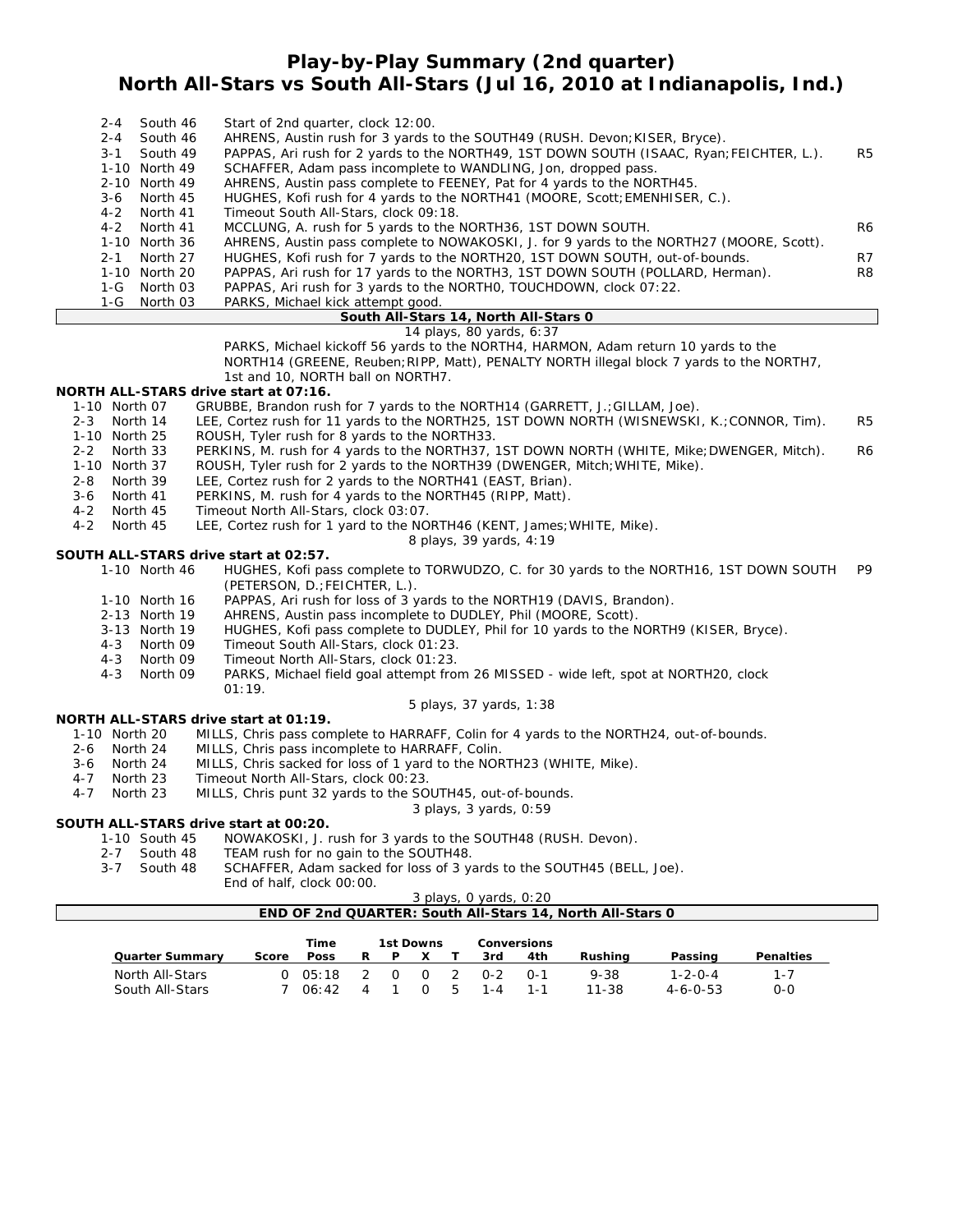# Play-by-Play Summary (2nd quarter)
## North All-Stars vs South All-Stars (Jul 16, 2010 at Indianapolis, Ind.)

| Down | Spot | Play | |
|---|---|---|---|
| 2-4 | South 46 | Start of 2nd quarter, clock 12:00. | |
| 2-4 | South 46 | AHRENS, Austin rush for 3 yards to the SOUTH49 (RUSH. Devon;KISER, Bryce). | |
| 3-1 | South 49 | PAPPAS, Ari rush for 2 yards to the NORTH49, 1ST DOWN SOUTH (ISAAC, Ryan;FEICHTER, L.). | R5 |
| 1-10 | North 49 | SCHAFFER, Adam pass incomplete to WANDLING, Jon, dropped pass. | |
| 2-10 | North 49 | AHRENS, Austin pass complete to FEENEY, Pat for 4 yards to the NORTH45. | |
| 3-6 | North 45 | HUGHES, Kofi rush for 4 yards to the NORTH41 (MOORE, Scott;EMENHISER, C.). | |
| 4-2 | North 41 | Timeout South All-Stars, clock 09:18. | |
| 4-2 | North 41 | MCCLUNG, A. rush for 5 yards to the NORTH36, 1ST DOWN SOUTH. | R6 |
| 1-10 | North 36 | AHRENS, Austin pass complete to NOWAKOSKI, J. for 9 yards to the NORTH27 (MOORE, Scott). | |
| 2-1 | North 27 | HUGHES, Kofi rush for 7 yards to the NORTH20, 1ST DOWN SOUTH, out-of-bounds. | R7 |
| 1-10 | North 20 | PAPPAS, Ari rush for 17 yards to the NORTH3, 1ST DOWN SOUTH (POLLARD, Herman). | R8 |
| 1-G | North 03 | PAPPAS, Ari rush for 3 yards to the NORTH0, TOUCHDOWN, clock 07:22. | |
| 1-G | North 03 | PARKS, Michael kick attempt good. | |

**South All-Stars 14, North All-Stars 0**

14 plays, 80 yards, 6:37

PARKS, Michael kickoff 56 yards to the NORTH4, HARMON, Adam return 10 yards to the NORTH14 (GREENE, Reuben;RIPP, Matt), PENALTY NORTH illegal block 7 yards to the NORTH7, 1st and 10, NORTH ball on NORTH7.

**NORTH ALL-STARS drive start at 07:16.**

| Down | Spot | Play | |
|---|---|---|---|
| 1-10 | North 07 | GRUBBE, Brandon rush for 7 yards to the NORTH14 (GARRETT, J.;GILLAM, Joe). | |
| 2-3 | North 14 | LEE, Cortez rush for 11 yards to the NORTH25, 1ST DOWN NORTH (WISNEWSKI, K.;CONNOR, Tim). | R5 |
| 1-10 | North 25 | ROUSH, Tyler rush for 8 yards to the NORTH33. | |
| 2-2 | North 33 | PERKINS, M. rush for 4 yards to the NORTH37, 1ST DOWN NORTH (WHITE, Mike;DWENGER, Mitch). | R6 |
| 1-10 | North 37 | ROUSH, Tyler rush for 2 yards to the NORTH39 (DWENGER, Mitch;WHITE, Mike). | |
| 2-8 | North 39 | LEE, Cortez rush for 2 yards to the NORTH41 (EAST, Brian). | |
| 3-6 | North 41 | PERKINS, M. rush for 4 yards to the NORTH45 (RIPP, Matt). | |
| 4-2 | North 45 | Timeout North All-Stars, clock 03:07. | |
| 4-2 | North 45 | LEE, Cortez rush for 1 yard to the NORTH46 (KENT, James;WHITE, Mike). | |

8 plays, 39 yards, 4:19

**SOUTH ALL-STARS drive start at 02:57.**

| Down | Spot | Play | |
|---|---|---|---|
| 1-10 | North 46 | HUGHES, Kofi pass complete to TORWUDZO, C. for 30 yards to the NORTH16, 1ST DOWN SOUTH (PETERSON, D.;FEICHTER, L.). | P9 |
| 1-10 | North 16 | PAPPAS, Ari rush for loss of 3 yards to the NORTH19 (DAVIS, Brandon). | |
| 2-13 | North 19 | AHRENS, Austin pass incomplete to DUDLEY, Phil (MOORE, Scott). | |
| 3-13 | North 19 | HUGHES, Kofi pass complete to DUDLEY, Phil for 10 yards to the NORTH9 (KISER, Bryce). | |
| 4-3 | North 09 | Timeout South All-Stars, clock 01:23. | |
| 4-3 | North 09 | Timeout North All-Stars, clock 01:23. | |
| 4-3 | North 09 | PARKS, Michael field goal attempt from 26 MISSED - wide left, spot at NORTH20, clock 01:19. | |

5 plays, 37 yards, 1:38

**NORTH ALL-STARS drive start at 01:19.**

| Down | Spot | Play |
|---|---|---|
| 1-10 | North 20 | MILLS, Chris pass complete to HARRAFF, Colin for 4 yards to the NORTH24, out-of-bounds. |
| 2-6 | North 24 | MILLS, Chris pass incomplete to HARRAFF, Colin. |
| 3-6 | North 24 | MILLS, Chris sacked for loss of 1 yard to the NORTH23 (WHITE, Mike). |
| 4-7 | North 23 | Timeout North All-Stars, clock 00:23. |
| 4-7 | North 23 | MILLS, Chris punt 32 yards to the SOUTH45, out-of-bounds. |

3 plays, 3 yards, 0:59

**SOUTH ALL-STARS drive start at 00:20.**

| Down | Spot | Play |
|---|---|---|
| 1-10 | South 45 | NOWAKOSKI, J. rush for 3 yards to the SOUTH48 (RUSH. Devon). |
| 2-7 | South 48 | TEAM rush for no gain to the SOUTH48. |
| 3-7 | South 48 | SCHAFFER, Adam sacked for loss of 3 yards to the SOUTH45 (BELL, Joe). End of half, clock 00:00. |

3 plays, 0 yards, 0:20

**END OF 2nd QUARTER: South All-Stars 14, North All-Stars 0**

| Quarter Summary | Score | Time Poss | 1st Downs R | P | X | T | Conversions 3rd | 4th | Rushing | Passing | Penalties |
|---|---|---|---|---|---|---|---|---|---|---|---|
| North All-Stars | 0 | 05:18 | 2 | 0 | 0 | 2 | 0-2 | 0-1 | 9-38 | 1-2-0-4 | 1-7 |
| South All-Stars | 7 | 06:42 | 4 | 1 | 0 | 5 | 1-4 | 1-1 | 11-38 | 4-6-0-53 | 0-0 |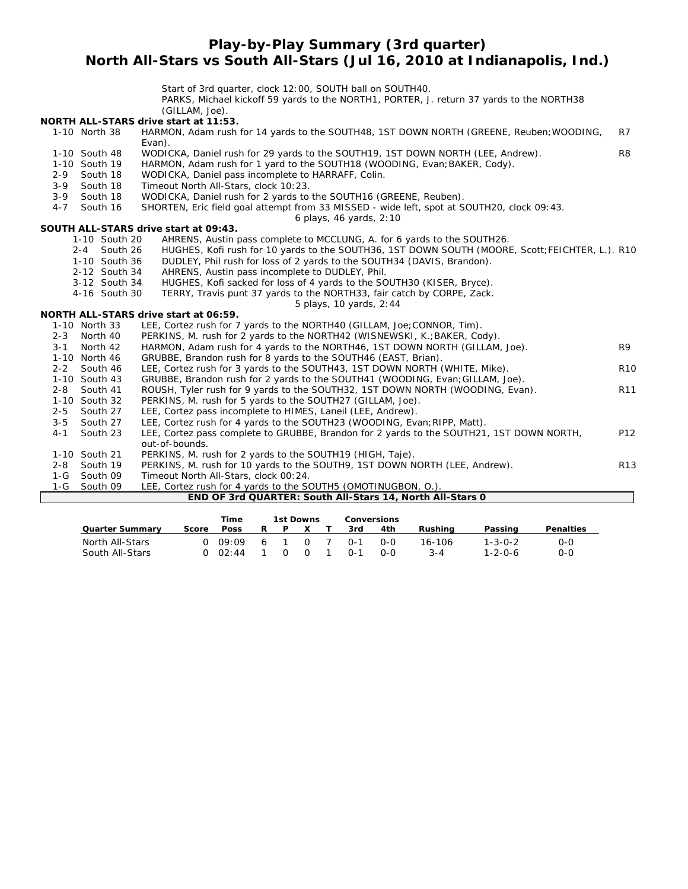# Play-by-Play Summary (3rd quarter)
## North All-Stars vs South All-Stars (Jul 16, 2010 at Indianapolis, Ind.)

Start of 3rd quarter, clock 12:00, SOUTH ball on SOUTH40.
PARKS, Michael kickoff 59 yards to the NORTH1, PORTER, J. return 37 yards to the NORTH38 (GILLAM, Joe).

**NORTH ALL-STARS drive start at 11:53.**

| Down | Spot | Play | |
|---|---|---|---|
| 1-10 | North 38 | HARMON, Adam rush for 14 yards to the SOUTH48, 1ST DOWN NORTH (GREENE, Reuben;WOODING, Evan). | R7 |
| 1-10 | South 48 | WODICKA, Daniel rush for 29 yards to the SOUTH19, 1ST DOWN NORTH (LEE, Andrew). | R8 |
| 1-10 | South 19 | HARMON, Adam rush for 1 yard to the SOUTH18 (WOODING, Evan;BAKER, Cody). | |
| 2-9 | South 18 | WODICKA, Daniel pass incomplete to HARRAFF, Colin. | |
| 3-9 | South 18 | Timeout North All-Stars, clock 10:23. | |
| 3-9 | South 18 | WODICKA, Daniel rush for 2 yards to the SOUTH16 (GREENE, Reuben). | |
| 4-7 | South 16 | SHORTEN, Eric field goal attempt from 33 MISSED - wide left, spot at SOUTH20, clock 09:43. | |

6 plays, 46 yards, 2:10

**SOUTH ALL-STARS drive start at 09:43.**

| Down | Spot | Play | |
|---|---|---|---|
| 1-10 | South 20 | AHRENS, Austin pass complete to MCCLUNG, A. for 6 yards to the SOUTH26. | |
| 2-4 | South 26 | HUGHES, Kofi rush for 10 yards to the SOUTH36, 1ST DOWN SOUTH (MOORE, Scott;FEICHTER, L.). | R10 |
| 1-10 | South 36 | DUDLEY, Phil rush for loss of 2 yards to the SOUTH34 (DAVIS, Brandon). | |
| 2-12 | South 34 | AHRENS, Austin pass incomplete to DUDLEY, Phil. | |
| 3-12 | South 34 | HUGHES, Kofi sacked for loss of 4 yards to the SOUTH30 (KISER, Bryce). | |
| 4-16 | South 30 | TERRY, Travis punt 37 yards to the NORTH33, fair catch by CORPE, Zack. | |

5 plays, 10 yards, 2:44

**NORTH ALL-STARS drive start at 06:59.**

| Down | Spot | Play | |
|---|---|---|---|
| 1-10 | North 33 | LEE, Cortez rush for 7 yards to the NORTH40 (GILLAM, Joe;CONNOR, Tim). | |
| 2-3 | North 40 | PERKINS, M. rush for 2 yards to the NORTH42 (WISNEWSKI, K.;BAKER, Cody). | |
| 3-1 | North 42 | HARMON, Adam rush for 4 yards to the NORTH46, 1ST DOWN NORTH (GILLAM, Joe). | R9 |
| 1-10 | North 46 | GRUBBE, Brandon rush for 8 yards to the SOUTH46 (EAST, Brian). | |
| 2-2 | South 46 | LEE, Cortez rush for 3 yards to the SOUTH43, 1ST DOWN NORTH (WHITE, Mike). | R10 |
| 1-10 | South 43 | GRUBBE, Brandon rush for 2 yards to the SOUTH41 (WOODING, Evan;GILLAM, Joe). | |
| 2-8 | South 41 | ROUSH, Tyler rush for 9 yards to the SOUTH32, 1ST DOWN NORTH (WOODING, Evan). | R11 |
| 1-10 | South 32 | PERKINS, M. rush for 5 yards to the SOUTH27 (GILLAM, Joe). | |
| 2-5 | South 27 | LEE, Cortez pass incomplete to HIMES, Laneil (LEE, Andrew). | |
| 3-5 | South 27 | LEE, Cortez rush for 4 yards to the SOUTH23 (WOODING, Evan;RIPP, Matt). | |
| 4-1 | South 23 | LEE, Cortez pass complete to GRUBBE, Brandon for 2 yards to the SOUTH21, 1ST DOWN NORTH, out-of-bounds. | P12 |
| 1-10 | South 21 | PERKINS, M. rush for 2 yards to the SOUTH19 (HIGH, Taje). | |
| 2-8 | South 19 | PERKINS, M. rush for 10 yards to the SOUTH9, 1ST DOWN NORTH (LEE, Andrew). | R13 |
| 1-G | South 09 | Timeout North All-Stars, clock 00:24. | |
| 1-G | South 09 | LEE, Cortez rush for 4 yards to the SOUTH5 (OMOTINUGBON, O.). | |

**END OF 3rd QUARTER: South All-Stars 14, North All-Stars 0**

| Quarter Summary | Score | Time Poss | 1st Downs R | P | X | T | Conversions 3rd | 4th | Rushing | Passing | Penalties |
|---|---|---|---|---|---|---|---|---|---|---|---|
| North All-Stars | 0 | 09:09 | 6 | 1 | 0 | 7 | 0-1 | 0-0 | 16-106 | 1-3-0-2 | 0-0 |
| South All-Stars | 0 | 02:44 | 1 | 0 | 0 | 1 | 0-1 | 0-0 | 3-4 | 1-2-0-6 | 0-0 |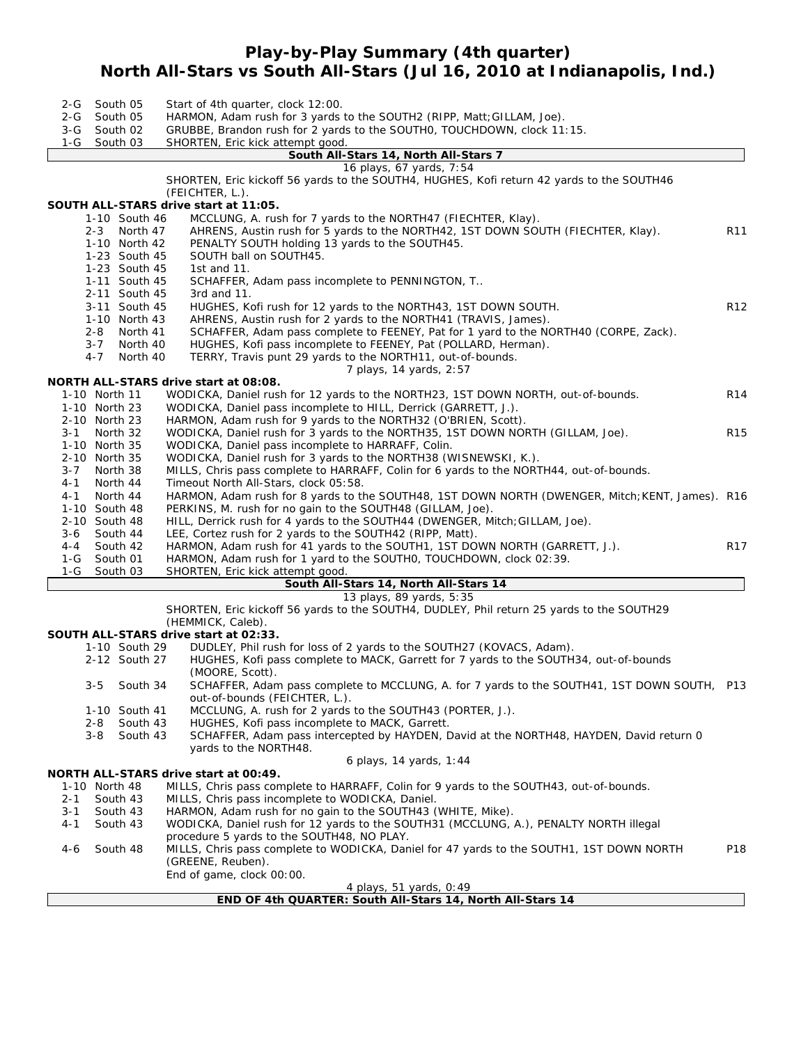# Play-by-Play Summary (4th quarter)
## North All-Stars vs South All-Stars (Jul 16, 2010 at Indianapolis, Ind.)

| Down | Spot | Play | |
|---|---|---|---|
| 2-G | South 05 | Start of 4th quarter, clock 12:00. | |
| 2-G | South 05 | HARMON, Adam rush for 3 yards to the SOUTH2 (RIPP, Matt;GILLAM, Joe). | |
| 3-G | South 02 | GRUBBE, Brandon rush for 2 yards to the SOUTH0, TOUCHDOWN, clock 11:15. | |
| 1-G | South 03 | SHORTEN, Eric kick attempt good. | |

**South All-Stars 14, North All-Stars 7**

16 plays, 67 yards, 7:54

SHORTEN, Eric kickoff 56 yards to the SOUTH4, HUGHES, Kofi return 42 yards to the SOUTH46 (FEICHTER, L.).

**SOUTH ALL-STARS drive start at 11:05.**

| Down | Spot | Play | |
|---|---|---|---|
| 1-10 | South 46 | MCCLUNG, A. rush for 7 yards to the NORTH47 (FIECHTER, Klay). | |
| 2-3 | North 47 | AHRENS, Austin rush for 5 yards to the NORTH42, 1ST DOWN SOUTH (FIECHTER, Klay). | R11 |
| 1-10 | North 42 | PENALTY SOUTH holding 13 yards to the SOUTH45. | |
| 1-23 | South 45 | SOUTH ball on SOUTH45. | |
| 1-23 | South 45 | 1st and 11. | |
| 1-11 | South 45 | SCHAFFER, Adam pass incomplete to PENNINGTON, T.. | |
| 2-11 | South 45 | 3rd and 11. | |
| 3-11 | South 45 | HUGHES, Kofi rush for 12 yards to the NORTH43, 1ST DOWN SOUTH. | R12 |
| 1-10 | North 43 | AHRENS, Austin rush for 2 yards to the NORTH41 (TRAVIS, James). | |
| 2-8 | North 41 | SCHAFFER, Adam pass complete to FEENEY, Pat for 1 yard to the NORTH40 (CORPE, Zack). | |
| 3-7 | North 40 | HUGHES, Kofi pass incomplete to FEENEY, Pat (POLLARD, Herman). | |
| 4-7 | North 40 | TERRY, Travis punt 29 yards to the NORTH11, out-of-bounds. | |

7 plays, 14 yards, 2:57

**NORTH ALL-STARS drive start at 08:08.**

| Down | Spot | Play | |
|---|---|---|---|
| 1-10 | North 11 | WODICKA, Daniel rush for 12 yards to the NORTH23, 1ST DOWN NORTH, out-of-bounds. | R14 |
| 1-10 | North 23 | WODICKA, Daniel pass incomplete to HILL, Derrick (GARRETT, J.). | |
| 2-10 | North 23 | HARMON, Adam rush for 9 yards to the NORTH32 (O'BRIEN, Scott). | |
| 3-1 | North 32 | WODICKA, Daniel rush for 3 yards to the NORTH35, 1ST DOWN NORTH (GILLAM, Joe). | R15 |
| 1-10 | North 35 | WODICKA, Daniel pass incomplete to HARRAFF, Colin. | |
| 2-10 | North 35 | WODICKA, Daniel rush for 3 yards to the NORTH38 (WISNEWSKI, K.). | |
| 3-7 | North 38 | MILLS, Chris pass complete to HARRAFF, Colin for 6 yards to the NORTH44, out-of-bounds. | |
| 4-1 | North 44 | Timeout North All-Stars, clock 05:58. | |
| 4-1 | North 44 | HARMON, Adam rush for 8 yards to the SOUTH48, 1ST DOWN NORTH (DWENGER, Mitch;KENT, James). | R16 |
| 1-10 | South 48 | PERKINS, M. rush for no gain to the SOUTH48 (GILLAM, Joe). | |
| 2-10 | South 48 | HILL, Derrick rush for 4 yards to the SOUTH44 (DWENGER, Mitch;GILLAM, Joe). | |
| 3-6 | South 44 | LEE, Cortez rush for 2 yards to the SOUTH42 (RIPP, Matt). | |
| 4-4 | South 42 | HARMON, Adam rush for 41 yards to the SOUTH1, 1ST DOWN NORTH (GARRETT, J.). | R17 |
| 1-G | South 01 | HARMON, Adam rush for 1 yard to the SOUTH0, TOUCHDOWN, clock 02:39. | |
| 1-G | South 03 | SHORTEN, Eric kick attempt good. | |

**South All-Stars 14, North All-Stars 14**

13 plays, 89 yards, 5:35

SHORTEN, Eric kickoff 56 yards to the SOUTH4, DUDLEY, Phil return 25 yards to the SOUTH29 (HEMMICK, Caleb).

**SOUTH ALL-STARS drive start at 02:33.**

| Down | Spot | Play | |
|---|---|---|---|
| 1-10 | South 29 | DUDLEY, Phil rush for loss of 2 yards to the SOUTH27 (KOVACS, Adam). | |
| 2-12 | South 27 | HUGHES, Kofi pass complete to MACK, Garrett for 7 yards to the SOUTH34, out-of-bounds (MOORE, Scott). | |
| 3-5 | South 34 | SCHAFFER, Adam pass complete to MCCLUNG, A. for 7 yards to the SOUTH41, 1ST DOWN SOUTH, out-of-bounds (FEICHTER, L.). | P13 |
| 1-10 | South 41 | MCCLUNG, A. rush for 2 yards to the SOUTH43 (PORTER, J.). | |
| 2-8 | South 43 | HUGHES, Kofi pass incomplete to MACK, Garrett. | |
| 3-8 | South 43 | SCHAFFER, Adam pass intercepted by HAYDEN, David at the NORTH48, HAYDEN, David return 0 yards to the NORTH48. | |

6 plays, 14 yards, 1:44

**NORTH ALL-STARS drive start at 00:49.**

| Down | Spot | Play | |
|---|---|---|---|
| 1-10 | North 48 | MILLS, Chris pass complete to HARRAFF, Colin for 9 yards to the SOUTH43, out-of-bounds. | |
| 2-1 | South 43 | MILLS, Chris pass incomplete to WODICKA, Daniel. | |
| 3-1 | South 43 | HARMON, Adam rush for no gain to the SOUTH43 (WHITE, Mike). | |
| 4-1 | South 43 | WODICKA, Daniel rush for 12 yards to the SOUTH31 (MCCLUNG, A.), PENALTY NORTH illegal procedure 5 yards to the SOUTH48, NO PLAY. | |
| 4-6 | South 48 | MILLS, Chris pass complete to WODICKA, Daniel for 47 yards to the SOUTH1, 1ST DOWN NORTH (GREENE, Reuben). | P18 |
| | | End of game, clock 00:00. | |

4 plays, 51 yards, 0:49

**END OF 4th QUARTER: South All-Stars 14, North All-Stars 14**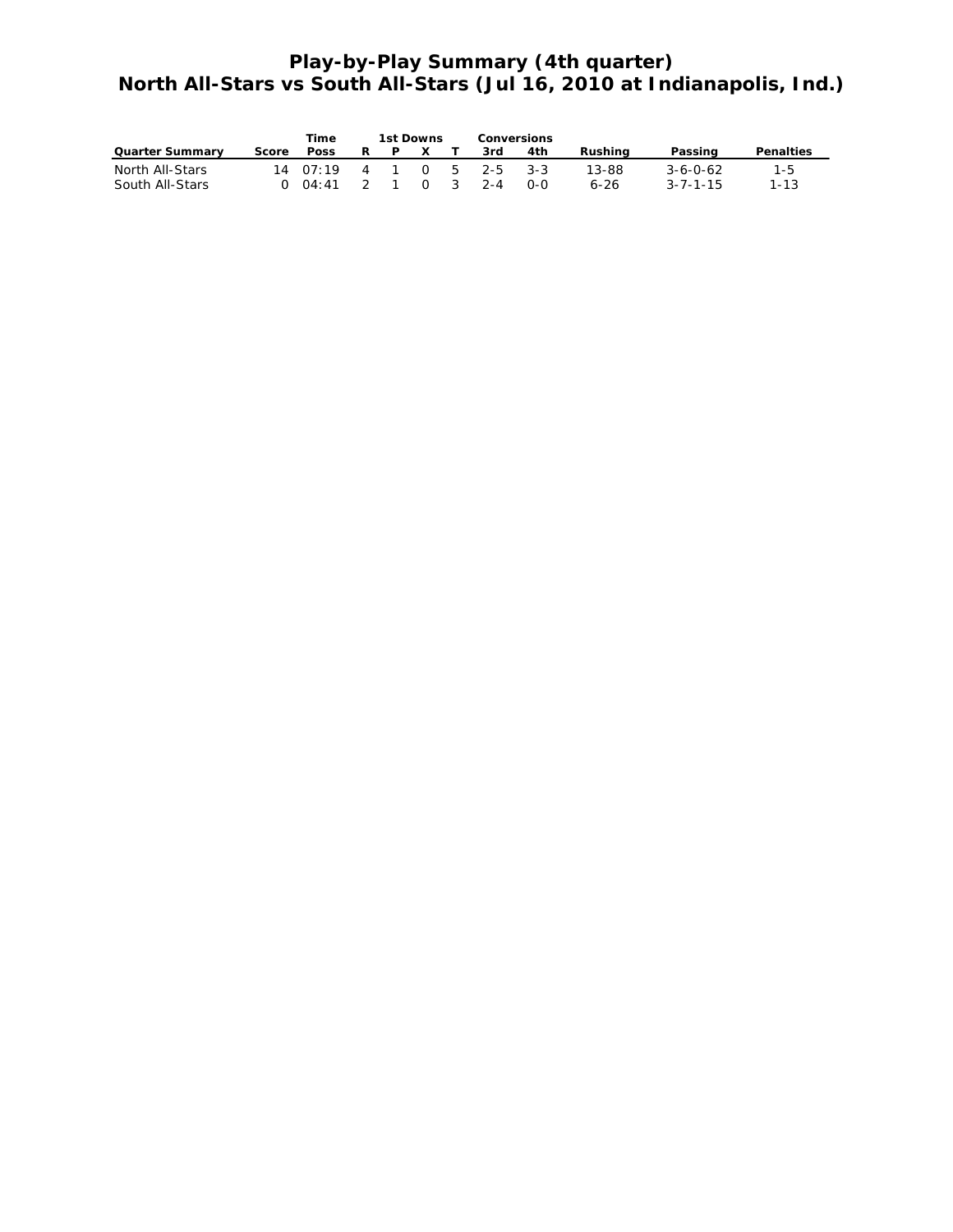# Play-by-Play Summary (4th quarter)
## North All-Stars vs South All-Stars (Jul 16, 2010 at Indianapolis, Ind.)

| Quarter Summary | Score | Time Poss | 1st Downs R | P | X | T | Conversions 3rd | 4th | Rushing | Passing | Penalties |
|---|---|---|---|---|---|---|---|---|---|---|---|
| North All-Stars | 14 | 07:19 | 4 | 1 | 0 | 5 | 2-5 | 3-3 | 13-88 | 3-6-0-62 | 1-5 |
| South All-Stars | 0 | 04:41 | 2 | 1 | 0 | 3 | 2-4 | 0-0 | 6-26 | 3-7-1-15 | 1-13 |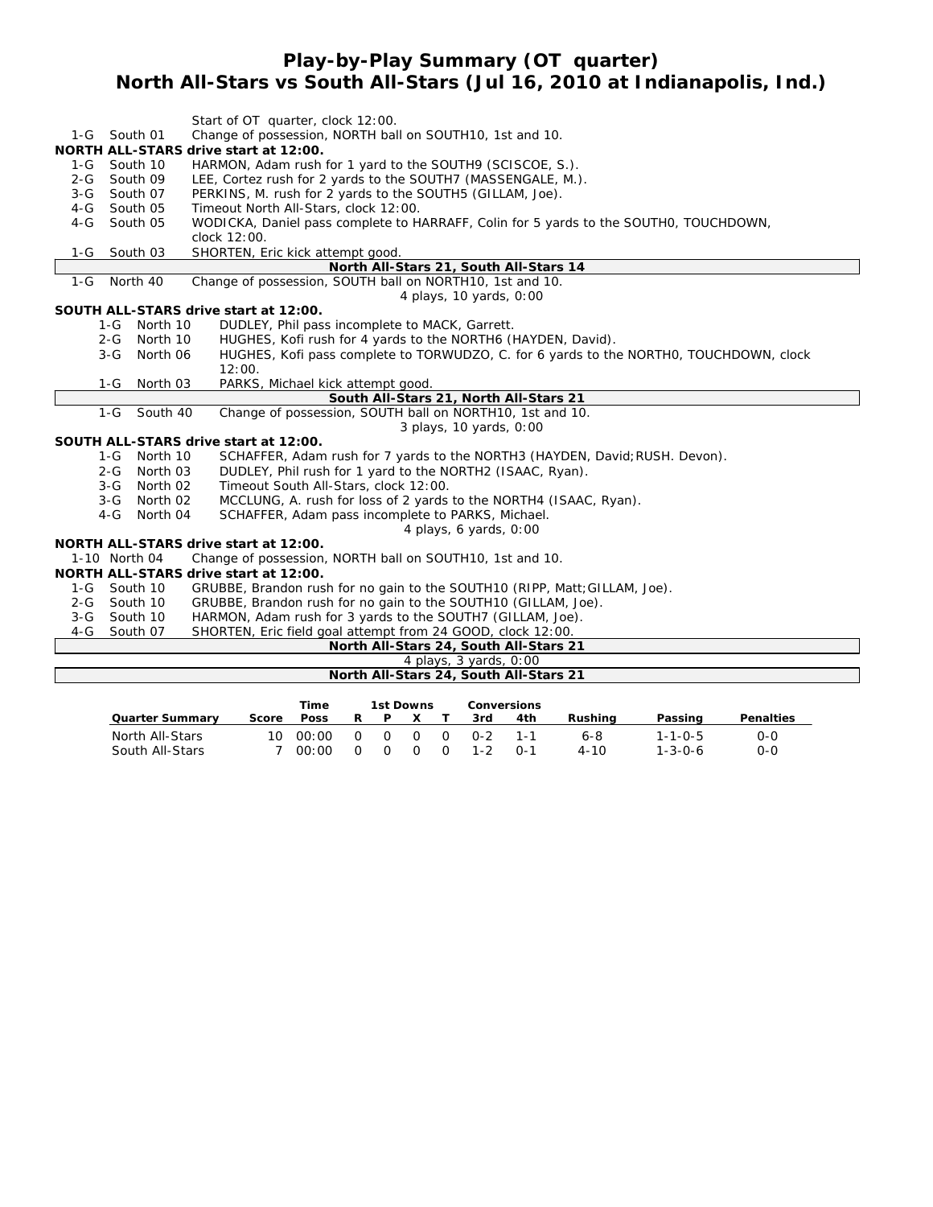# Play-by-Play Summary (OT quarter)
## North All-Stars vs South All-Stars (Jul 16, 2010 at Indianapolis, Ind.)

Start of OT quarter, clock 12:00.

1-G South 01 Change of possession, NORTH ball on SOUTH10, 1st and 10.

**NORTH ALL-STARS drive start at 12:00.**

1-G South 10 HARMON, Adam rush for 1 yard to the SOUTH9 (SCISCOE, S.).
2-G South 09 LEE, Cortez rush for 2 yards to the SOUTH7 (MASSENGALE, M.).
3-G South 07 PERKINS, M. rush for 2 yards to the SOUTH5 (GILLAM, Joe).
4-G South 05 Timeout North All-Stars, clock 12:00.
4-G South 05 WODICKA, Daniel pass complete to HARRAFF, Colin for 5 yards to the SOUTH0, TOUCHDOWN, clock 12:00.
1-G South 03 SHORTEN, Eric kick attempt good.

**North All-Stars 21, South All-Stars 14**

1-G North 40 Change of possession, SOUTH ball on NORTH10, 1st and 10.

4 plays, 10 yards, 0:00

**SOUTH ALL-STARS drive start at 12:00.**

1-G North 10 DUDLEY, Phil pass incomplete to MACK, Garrett.
2-G North 10 HUGHES, Kofi rush for 4 yards to the NORTH6 (HAYDEN, David).
3-G North 06 HUGHES, Kofi pass complete to TORWUDZO, C. for 6 yards to the NORTH0, TOUCHDOWN, clock 12:00.
1-G North 03 PARKS, Michael kick attempt good.

**South All-Stars 21, North All-Stars 21**

1-G South 40 Change of possession, SOUTH ball on NORTH10, 1st and 10.

3 plays, 10 yards, 0:00

**SOUTH ALL-STARS drive start at 12:00.**

1-G North 10 SCHAFFER, Adam rush for 7 yards to the NORTH3 (HAYDEN, David;RUSH. Devon).
2-G North 03 DUDLEY, Phil rush for 1 yard to the NORTH2 (ISAAC, Ryan).
3-G North 02 Timeout South All-Stars, clock 12:00.
3-G North 02 MCCLUNG, A. rush for loss of 2 yards to the NORTH4 (ISAAC, Ryan).
4-G North 04 SCHAFFER, Adam pass incomplete to PARKS, Michael.

4 plays, 6 yards, 0:00

**NORTH ALL-STARS drive start at 12:00.**

1-10 North 04 Change of possession, NORTH ball on SOUTH10, 1st and 10.

**NORTH ALL-STARS drive start at 12:00.**

1-G South 10 GRUBBE, Brandon rush for no gain to the SOUTH10 (RIPP, Matt;GILLAM, Joe).
2-G South 10 GRUBBE, Brandon rush for no gain to the SOUTH10 (GILLAM, Joe).
3-G South 10 HARMON, Adam rush for 3 yards to the SOUTH7 (GILLAM, Joe).
4-G South 07 SHORTEN, Eric field goal attempt from 24 GOOD, clock 12:00.

**North All-Stars 24, South All-Stars 21**

4 plays, 3 yards, 0:00

**North All-Stars 24, South All-Stars 21**

| Quarter Summary | Score | Time Poss | 1st Downs R | P | X | T | Conversions 3rd | 4th | Rushing | Passing | Penalties |
|---|---|---|---|---|---|---|---|---|---|---|---|
| North All-Stars | 10 | 00:00 | 0 | 0 | 0 | 0 | 0-2 | 1-1 | 6-8 | 1-1-0-5 | 0-0 |
| South All-Stars | 7 | 00:00 | 0 | 0 | 0 | 0 | 1-2 | 0-1 | 4-10 | 1-3-0-6 | 0-0 |